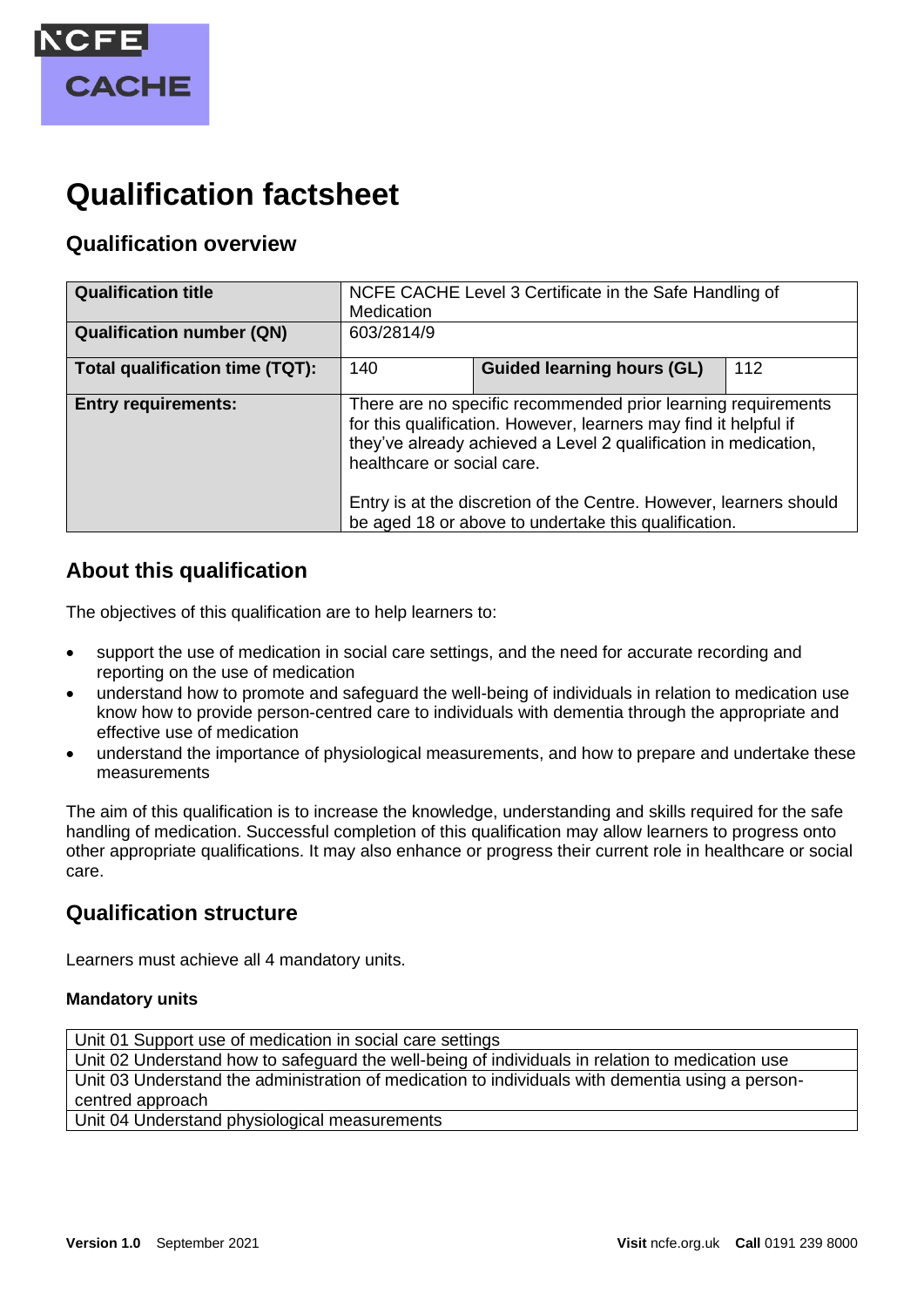# Qualification factsheet

## Qualification overview

| | | | |
|---|---|---|---|
| **Qualification title** | NCFE CACHE Level 3 Certificate in the Safe Handling of Medication | | |
| **Qualification number (QN)** | 603/2814/9 | | |
| **Total qualification time (TQT):** | 140 | **Guided learning hours (GL)** | 112 |
| **Entry requirements:** | There are no specific recommended prior learning requirements for this qualification. However, learners may find it helpful if they've already achieved a Level 2 qualification in medication, healthcare or social care.<br><br>Entry is at the discretion of the Centre. However, learners should be aged 18 or above to undertake this qualification. | | |

## About this qualification

The objectives of this qualification are to help learners to:

- support the use of medication in social care settings, and the need for accurate recording and reporting on the use of medication
- understand how to promote and safeguard the well-being of individuals in relation to medication use know how to provide person-centred care to individuals with dementia through the appropriate and effective use of medication
- understand the importance of physiological measurements, and how to prepare and undertake these measurements

The aim of this qualification is to increase the knowledge, understanding and skills required for the safe handling of medication. Successful completion of this qualification may allow learners to progress onto other appropriate qualifications. It may also enhance or progress their current role in healthcare or social care.

## Qualification structure

Learners must achieve all 4 mandatory units.

**Mandatory units**

| Mandatory units |
|---|
| Unit 01 Support use of medication in social care settings |
| Unit 02 Understand how to safeguard the well-being of individuals in relation to medication use |
| Unit 03 Understand the administration of medication to individuals with dementia using a person-centred approach |
| Unit 04 Understand physiological measurements |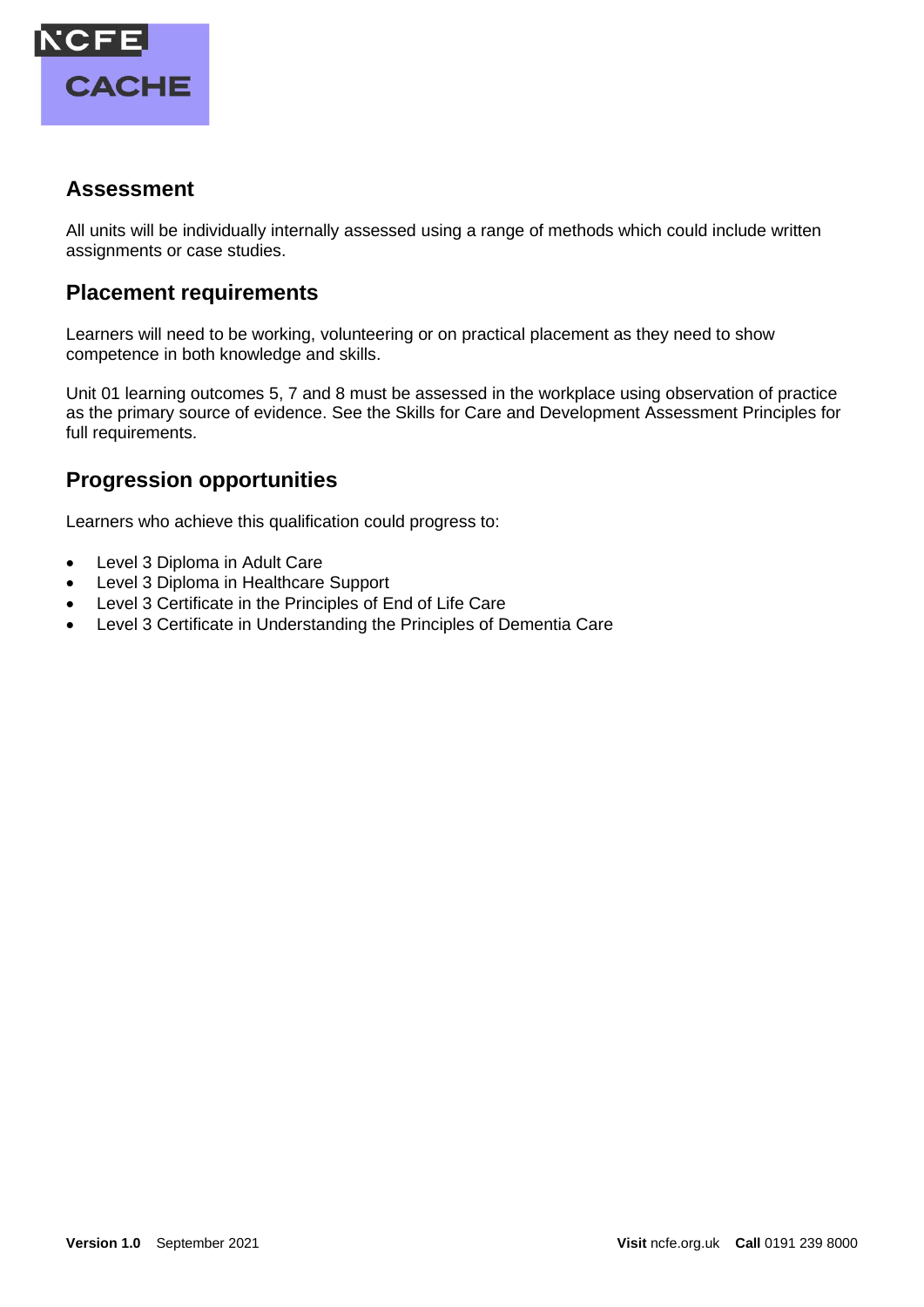## Assessment

All units will be individually internally assessed using a range of methods which could include written assignments or case studies.

## Placement requirements

Learners will need to be working, volunteering or on practical placement as they need to show competence in both knowledge and skills.

Unit 01 learning outcomes 5, 7 and 8 must be assessed in the workplace using observation of practice as the primary source of evidence. See the Skills for Care and Development Assessment Principles for full requirements.

## Progression opportunities

Learners who achieve this qualification could progress to:

- Level 3 Diploma in Adult Care
- Level 3 Diploma in Healthcare Support
- Level 3 Certificate in the Principles of End of Life Care
- Level 3 Certificate in Understanding the Principles of Dementia Care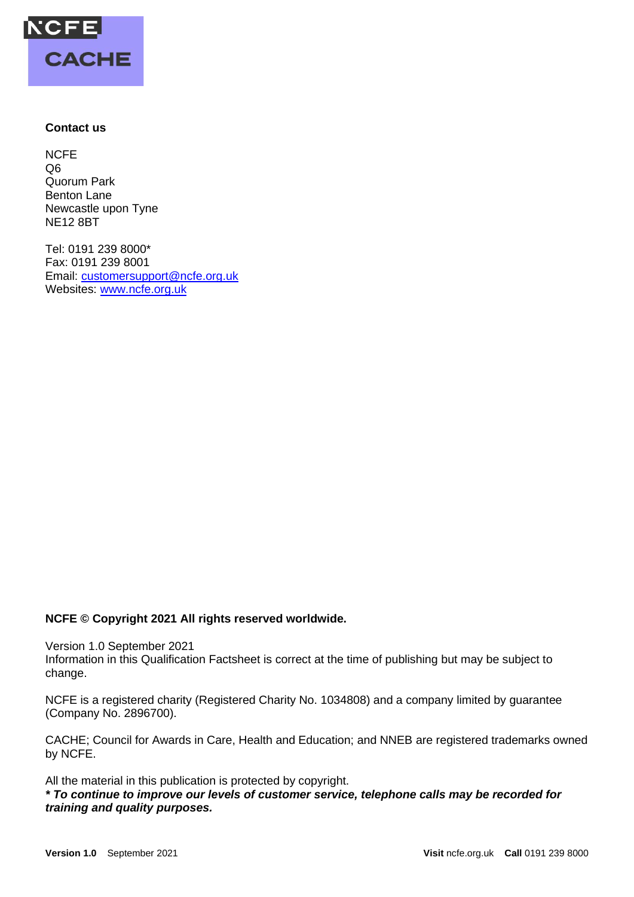**Contact us**

NCFE
Q6
Quorum Park
Benton Lane
Newcastle upon Tyne
NE12 8BT

Tel: 0191 239 8000*
Fax: 0191 239 8001
Email: customersupport@ncfe.org.uk
Websites: www.ncfe.org.uk

**NCFE © Copyright 2021 All rights reserved worldwide.**

Version 1.0 September 2021
Information in this Qualification Factsheet is correct at the time of publishing but may be subject to change.

NCFE is a registered charity (Registered Charity No. 1034808) and a company limited by guarantee (Company No. 2896700).

CACHE; Council for Awards in Care, Health and Education; and NNEB are registered trademarks owned by NCFE.

All the material in this publication is protected by copyright.
***** To continue to improve our levels of customer service, telephone calls may be recorded for training and quality purposes.***